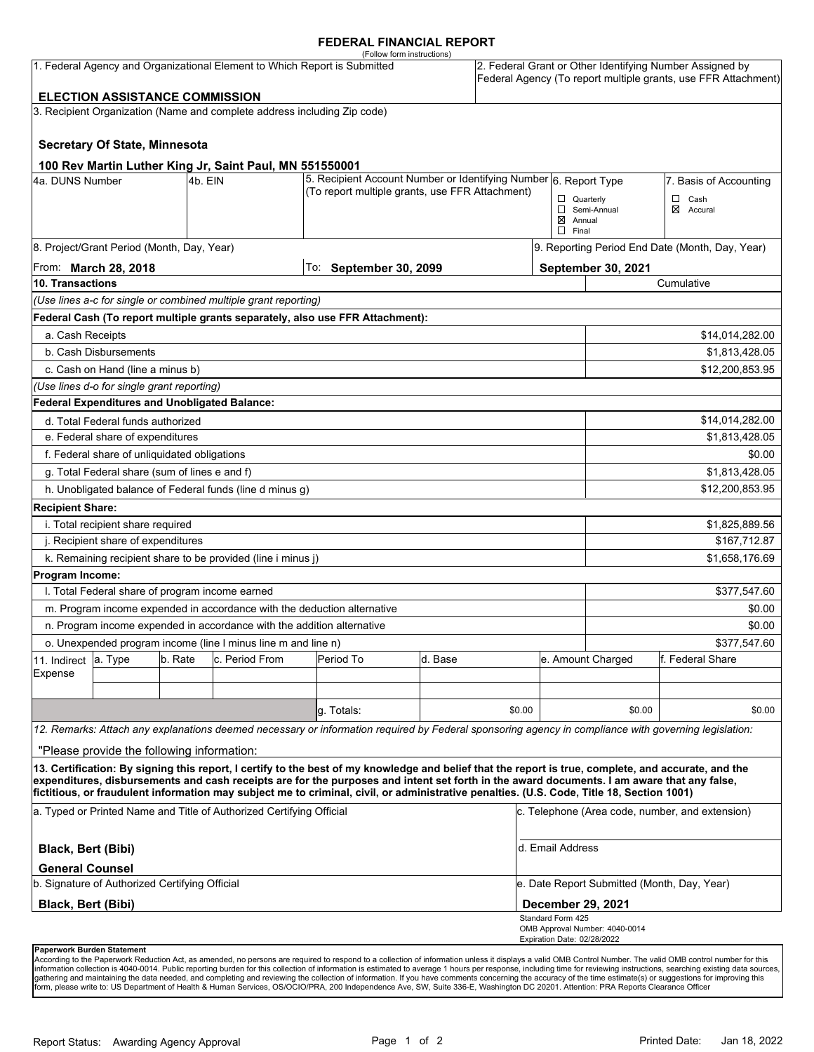# FEDERAL FINANCIAL REPORT

(Follow form instructions)

| 1. Federal Agency and Organizational Element to Which Report is Submitted | 2. Federal Grant or Other Identifying Number Assigned by Federal Agency (To report multiple grants, use FFR Attachment) |
|---|---|
| **ELECTION ASSISTANCE COMMISSION** | |

3. Recipient Organization (Name and complete address including Zip code)

**Secretary Of State, Minnesota**

**100 Rev Martin Luther King Jr, Saint Paul, MN 551550001**

| 4a. DUNS Number | 4b. EIN | 5. Recipient Account Number or Identifying Number (To report multiple grants, use FFR Attachment) | 6. Report Type | 7. Basis of Accounting |
|---|---|---|---|---|
| | | | ☐ Quarterly<br>☐ Semi-Annual<br>☒ Annual<br>☐ Final | ☐ Cash<br>☒ Accural |

| 8. Project/Grant Period (Month, Day, Year) | | 9. Reporting Period End Date (Month, Day, Year) |
|---|---|---|
| From: **March 28, 2018** | To: **September 30, 2099** | **September 30, 2021** |

| 10. Transactions | Cumulative |
|---|---|
| *(Use lines a-c for single or combined multiple grant reporting)* | |
| **Federal Cash (To report multiple grants separately, also use FFR Attachment):** | |
| a. Cash Receipts | $14,014,282.00 |
| b. Cash Disbursements | $1,813,428.05 |
| c. Cash on Hand (line a minus b) | $12,200,853.95 |
| *(Use lines d-o for single grant reporting)* | |
| **Federal Expenditures and Unobligated Balance:** | |
| d. Total Federal funds authorized | $14,014,282.00 |
| e. Federal share of expenditures | $1,813,428.05 |
| f. Federal share of unliquidated obligations | $0.00 |
| g. Total Federal share (sum of lines e and f) | $1,813,428.05 |
| h. Unobligated balance of Federal funds (line d minus g) | $12,200,853.95 |
| **Recipient Share:** | |
| i. Total recipient share required | $1,825,889.56 |
| j. Recipient share of expenditures | $167,712.87 |
| k. Remaining recipient share to be provided (line i minus j) | $1,658,176.69 |
| **Program Income:** | |
| l. Total Federal share of program income earned | $377,547.60 |
| m. Program income expended in accordance with the deduction alternative | $0.00 |
| n. Program income expended in accordance with the addition alternative | $0.00 |
| o. Unexpended program income (line l minus line m and line n) | $377,547.60 |

| 11. Indirect Expense | a. Type | b. Rate | c. Period From | Period To | d. Base | e. Amount Charged | f. Federal Share |
|---|---|---|---|---|---|---|---|
| | | | | | | | |
| | | | | | | | |
| | | | | g. Totals: | $0.00 | $0.00 | $0.00 |

12. Remarks: Attach any explanations deemed necessary or information required by Federal sponsoring agency in compliance with governing legislation:

"Please provide the following information:

**13. Certification: By signing this report, I certify to the best of my knowledge and belief that the report is true, complete, and accurate, and the expenditures, disbursements and cash receipts are for the purposes and intent set forth in the award documents. I am aware that any false, fictitious, or fraudulent information may subject me to criminal, civil, or administrative penalties. (U.S. Code, Title 18, Section 1001)**

| a. Typed or Printed Name and Title of Authorized Certifying Official | c. Telephone (Area code, number, and extension) |
|---|---|
| **Black, Bert (Bibi)**<br>**General Counsel** | d. Email Address |
| b. Signature of Authorized Certifying Official | e. Date Report Submitted (Month, Day, Year) |
| **Black, Bert (Bibi)** | **December 29, 2021** |

Standard Form 425
OMB Approval Number: 4040-0014
Expiration Date: 02/28/2022

**Paperwork Burden Statement**
According to the Paperwork Reduction Act, as amended, no persons are required to respond to a collection of information unless it displays a valid OMB Control Number. The valid OMB control number for this information collection is 4040-0014. Public reporting burden for this collection of information is estimated to average 1 hours per response, including time for reviewing instructions, searching existing data sources, gathering and maintaining the data needed, and completing and reviewing the collection of information. If you have comments concerning the accuracy of the time estimate(s) or suggestions for improving this form, please write to: US Department of Health & Human Services, OS/OCIO/PRA, 200 Independence Ave, SW, Suite 336-E, Washington DC 20201. Attention: PRA Reports Clearance Officer

Report Status: Awarding Agency Approval

Printed Date: Jan 18, 2022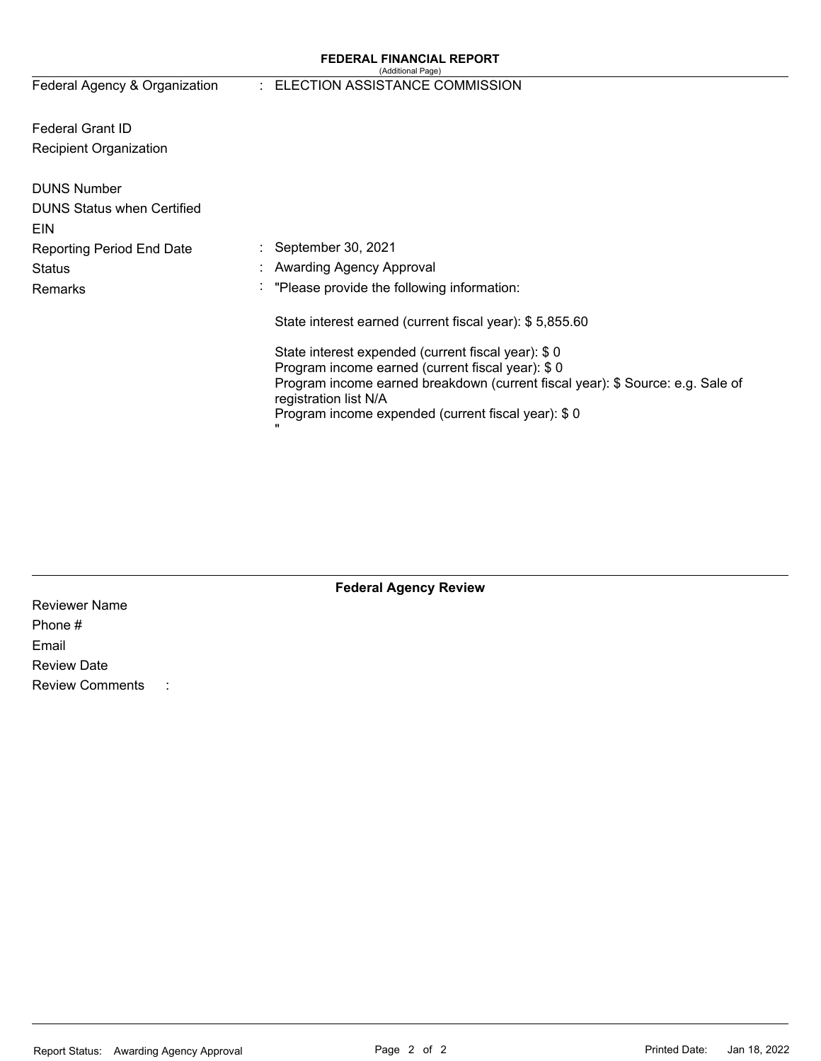**FEDERAL FINANCIAL REPORT**
(Additional Page)

| | |
|---|---|
| Federal Agency & Organization | : ELECTION ASSISTANCE COMMISSION |
| Federal Grant ID | |
| Recipient Organization | |
| DUNS Number | |
| DUNS Status when Certified | |
| EIN | |
| Reporting Period End Date | : September 30, 2021 |
| Status | : Awarding Agency Approval |
| Remarks | : "Please provide the following information: |

State interest earned (current fiscal year): $ 5,855.60

State interest expended (current fiscal year): $ 0
Program income earned (current fiscal year): $ 0
Program income earned breakdown (current fiscal year): $ Source: e.g. Sale of registration list N/A
Program income expended (current fiscal year): $ 0
"

**Federal Agency Review**

Reviewer Name
Phone #
Email
Review Date
Review Comments :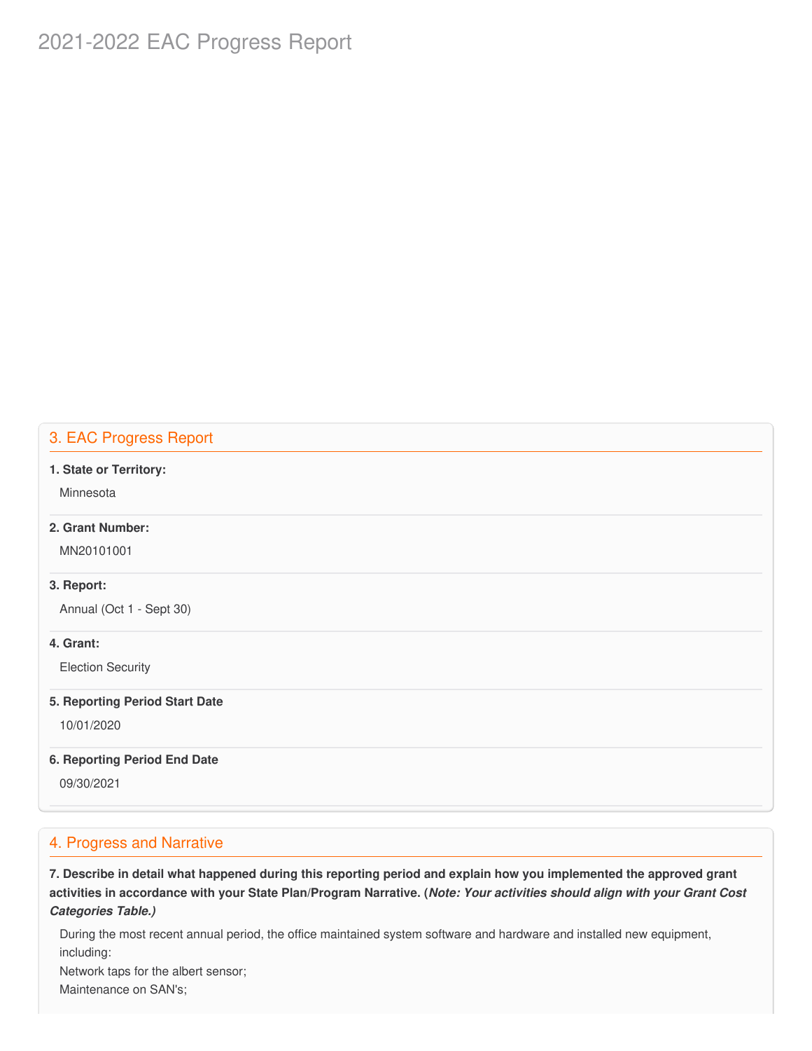# 2021-2022 EAC Progress Report

## 3. EAC Progress Report

**1. State or Territory:**

Minnesota

**2. Grant Number:**

MN20101001

**3. Report:**

Annual (Oct 1 - Sept 30)

**4. Grant:**

Election Security

**5. Reporting Period Start Date**

10/01/2020

**6. Reporting Period End Date**

09/30/2021

## 4. Progress and Narrative

**7. Describe in detail what happened during this reporting period and explain how you implemented the approved grant activities in accordance with your State Plan/Program Narrative. (*Note: Your activities should align with your Grant Cost Categories Table.)***

During the most recent annual period, the office maintained system software and hardware and installed new equipment, including:
Network taps for the albert sensor;
Maintenance on SAN's;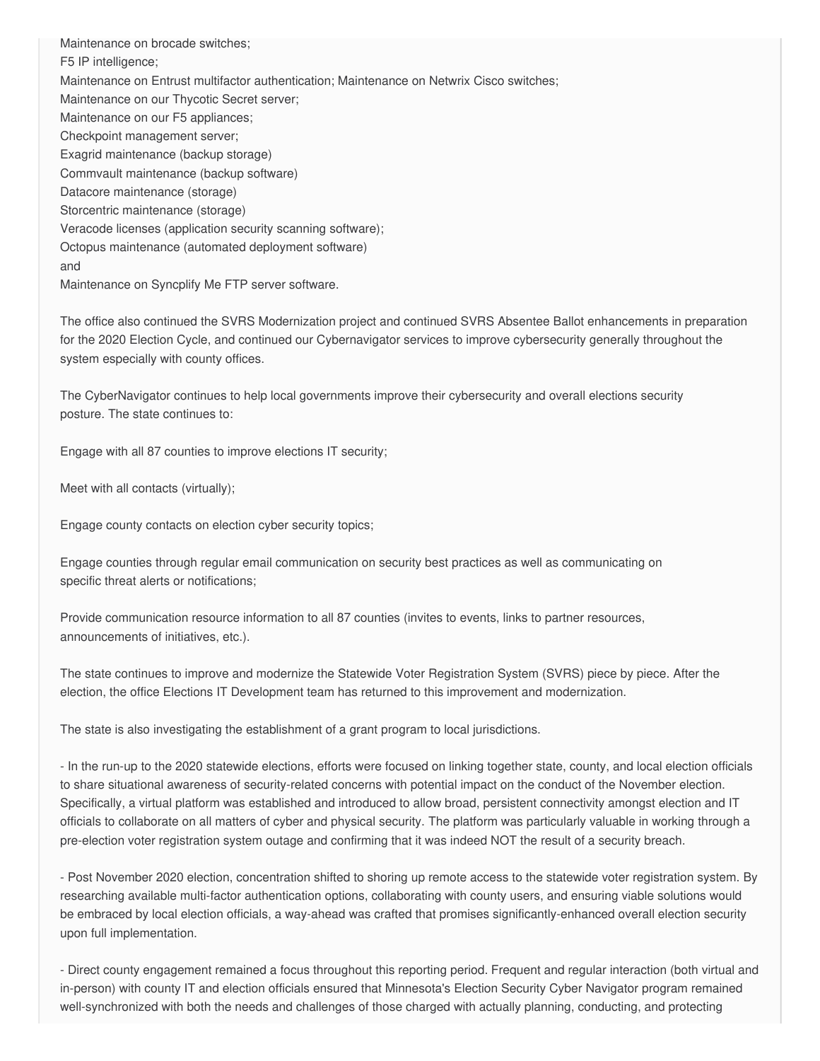Maintenance on brocade switches;
F5 IP intelligence;
Maintenance on Entrust multifactor authentication; Maintenance on Netwrix Cisco switches;
Maintenance on our Thycotic Secret server;
Maintenance on our F5 appliances;
Checkpoint management server;
Exagrid maintenance (backup storage)
Commvault maintenance (backup software)
Datacore maintenance (storage)
Storcentric maintenance (storage)
Veracode licenses (application security scanning software);
Octopus maintenance (automated deployment software)
and
Maintenance on Syncplify Me FTP server software.

The office also continued the SVRS Modernization project and continued SVRS Absentee Ballot enhancements in preparation for the 2020 Election Cycle, and continued our Cybernavigator services to improve cybersecurity generally throughout the system especially with county offices.

The CyberNavigator continues to help local governments improve their cybersecurity and overall elections security posture. The state continues to:

Engage with all 87 counties to improve elections IT security;

Meet with all contacts (virtually);

Engage county contacts on election cyber security topics;

Engage counties through regular email communication on security best practices as well as communicating on specific threat alerts or notifications;

Provide communication resource information to all 87 counties (invites to events, links to partner resources, announcements of initiatives, etc.).

The state continues to improve and modernize the Statewide Voter Registration System (SVRS) piece by piece. After the election, the office Elections IT Development team has returned to this improvement and modernization.

The state is also investigating the establishment of a grant program to local jurisdictions.

- In the run-up to the 2020 statewide elections, efforts were focused on linking together state, county, and local election officials to share situational awareness of security-related concerns with potential impact on the conduct of the November election. Specifically, a virtual platform was established and introduced to allow broad, persistent connectivity amongst election and IT officials to collaborate on all matters of cyber and physical security. The platform was particularly valuable in working through a pre-election voter registration system outage and confirming that it was indeed NOT the result of a security breach.

- Post November 2020 election, concentration shifted to shoring up remote access to the statewide voter registration system. By researching available multi-factor authentication options, collaborating with county users, and ensuring viable solutions would be embraced by local election officials, a way-ahead was crafted that promises significantly-enhanced overall election security upon full implementation.

- Direct county engagement remained a focus throughout this reporting period. Frequent and regular interaction (both virtual and in-person) with county IT and election officials ensured that Minnesota's Election Security Cyber Navigator program remained well-synchronized with both the needs and challenges of those charged with actually planning, conducting, and protecting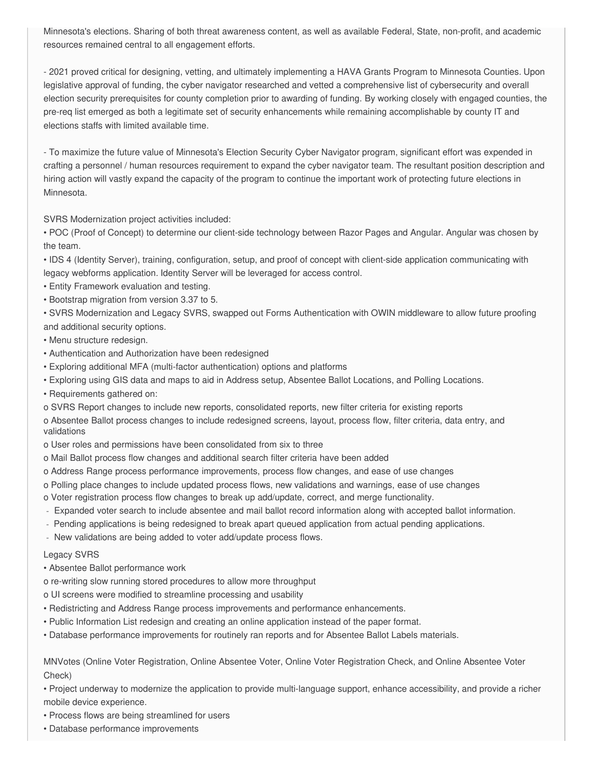Minnesota's elections. Sharing of both threat awareness content, as well as available Federal, State, non-profit, and academic resources remained central to all engagement efforts.

- 2021 proved critical for designing, vetting, and ultimately implementing a HAVA Grants Program to Minnesota Counties. Upon legislative approval of funding, the cyber navigator researched and vetted a comprehensive list of cybersecurity and overall election security prerequisites for county completion prior to awarding of funding. By working closely with engaged counties, the pre-req list emerged as both a legitimate set of security enhancements while remaining accomplishable by county IT and elections staffs with limited available time.

- To maximize the future value of Minnesota's Election Security Cyber Navigator program, significant effort was expended in crafting a personnel / human resources requirement to expand the cyber navigator team. The resultant position description and hiring action will vastly expand the capacity of the program to continue the important work of protecting future elections in Minnesota.

SVRS Modernization project activities included:

- POC (Proof of Concept) to determine our client-side technology between Razor Pages and Angular. Angular was chosen by the team.
- IDS 4 (Identity Server), training, configuration, setup, and proof of concept with client-side application communicating with legacy webforms application. Identity Server will be leveraged for access control.
- Entity Framework evaluation and testing.
- Bootstrap migration from version 3.37 to 5.
- SVRS Modernization and Legacy SVRS, swapped out Forms Authentication with OWIN middleware to allow future proofing and additional security options.
- Menu structure redesign.
- Authentication and Authorization have been redesigned
- Exploring additional MFA (multi-factor authentication) options and platforms
- Exploring using GIS data and maps to aid in Address setup, Absentee Ballot Locations, and Polling Locations.
- Requirements gathered on:
  - SVRS Report changes to include new reports, consolidated reports, new filter criteria for existing reports
  - Absentee Ballot process changes to include redesigned screens, layout, process flow, filter criteria, data entry, and validations
  - User roles and permissions have been consolidated from six to three
  - Mail Ballot process flow changes and additional search filter criteria have been added
  - Address Range process performance improvements, process flow changes, and ease of use changes
  - Polling place changes to include updated process flows, new validations and warnings, ease of use changes
  - Voter registration process flow changes to break up add/update, correct, and merge functionality.
    - Expanded voter search to include absentee and mail ballot record information along with accepted ballot information.
    - Pending applications is being redesigned to break apart queued application from actual pending applications.
    - New validations are being added to voter add/update process flows.

Legacy SVRS

- Absentee Ballot performance work
  - re-writing slow running stored procedures to allow more throughput
  - UI screens were modified to streamline processing and usability
- Redistricting and Address Range process improvements and performance enhancements.
- Public Information List redesign and creating an online application instead of the paper format.
- Database performance improvements for routinely ran reports and for Absentee Ballot Labels materials.

MNVotes (Online Voter Registration, Online Absentee Voter, Online Voter Registration Check, and Online Absentee Voter Check)

- Project underway to modernize the application to provide multi-language support, enhance accessibility, and provide a richer mobile device experience.
- Process flows are being streamlined for users
- Database performance improvements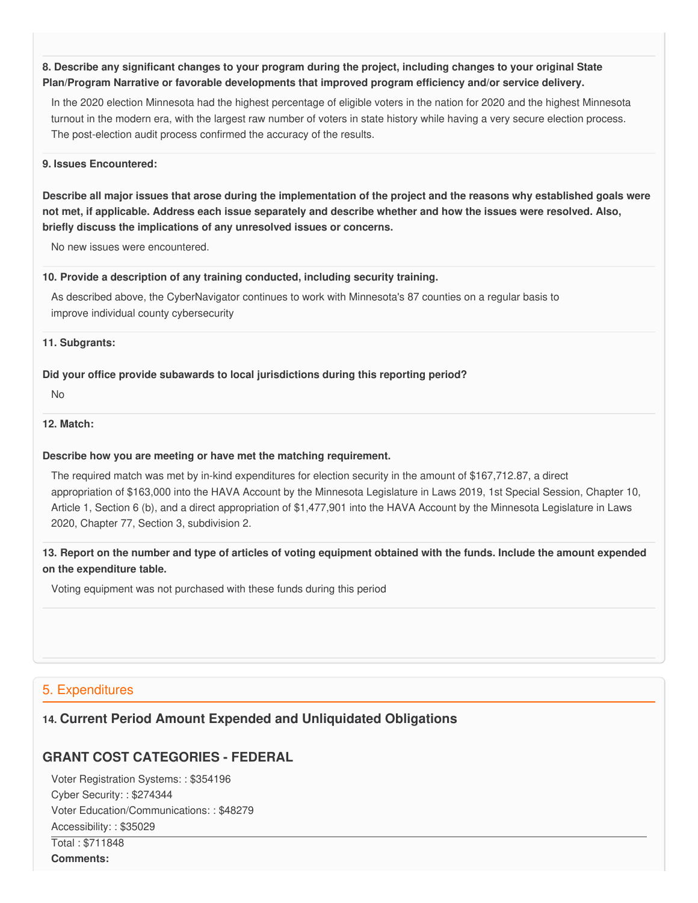**8. Describe any significant changes to your program during the project, including changes to your original State Plan/Program Narrative or favorable developments that improved program efficiency and/or service delivery.**

In the 2020 election Minnesota had the highest percentage of eligible voters in the nation for 2020 and the highest Minnesota turnout in the modern era, with the largest raw number of voters in state history while having a very secure election process. The post-election audit process confirmed the accuracy of the results.

**9. Issues Encountered:**

**Describe all major issues that arose during the implementation of the project and the reasons why established goals were not met, if applicable. Address each issue separately and describe whether and how the issues were resolved. Also, briefly discuss the implications of any unresolved issues or concerns.**

No new issues were encountered.

**10. Provide a description of any training conducted, including security training.**

As described above, the CyberNavigator continues to work with Minnesota's 87 counties on a regular basis to improve individual county cybersecurity

**11. Subgrants:**

**Did your office provide subawards to local jurisdictions during this reporting period?**

No

**12. Match:**

**Describe how you are meeting or have met the matching requirement.**

The required match was met by in-kind expenditures for election security in the amount of $167,712.87, a direct appropriation of $163,000 into the HAVA Account by the Minnesota Legislature in Laws 2019, 1st Special Session, Chapter 10, Article 1, Section 6 (b), and a direct appropriation of $1,477,901 into the HAVA Account by the Minnesota Legislature in Laws 2020, Chapter 77, Section 3, subdivision 2.

**13. Report on the number and type of articles of voting equipment obtained with the funds. Include the amount expended on the expenditure table.**

Voting equipment was not purchased with these funds during this period

## 5. Expenditures

### 14. Current Period Amount Expended and Unliquidated Obligations

### GRANT COST CATEGORIES - FEDERAL

Voter Registration Systems: : $354196
Cyber Security: : $274344
Voter Education/Communications: : $48279
Accessibility: : $35029

Total : $711848

**Comments:**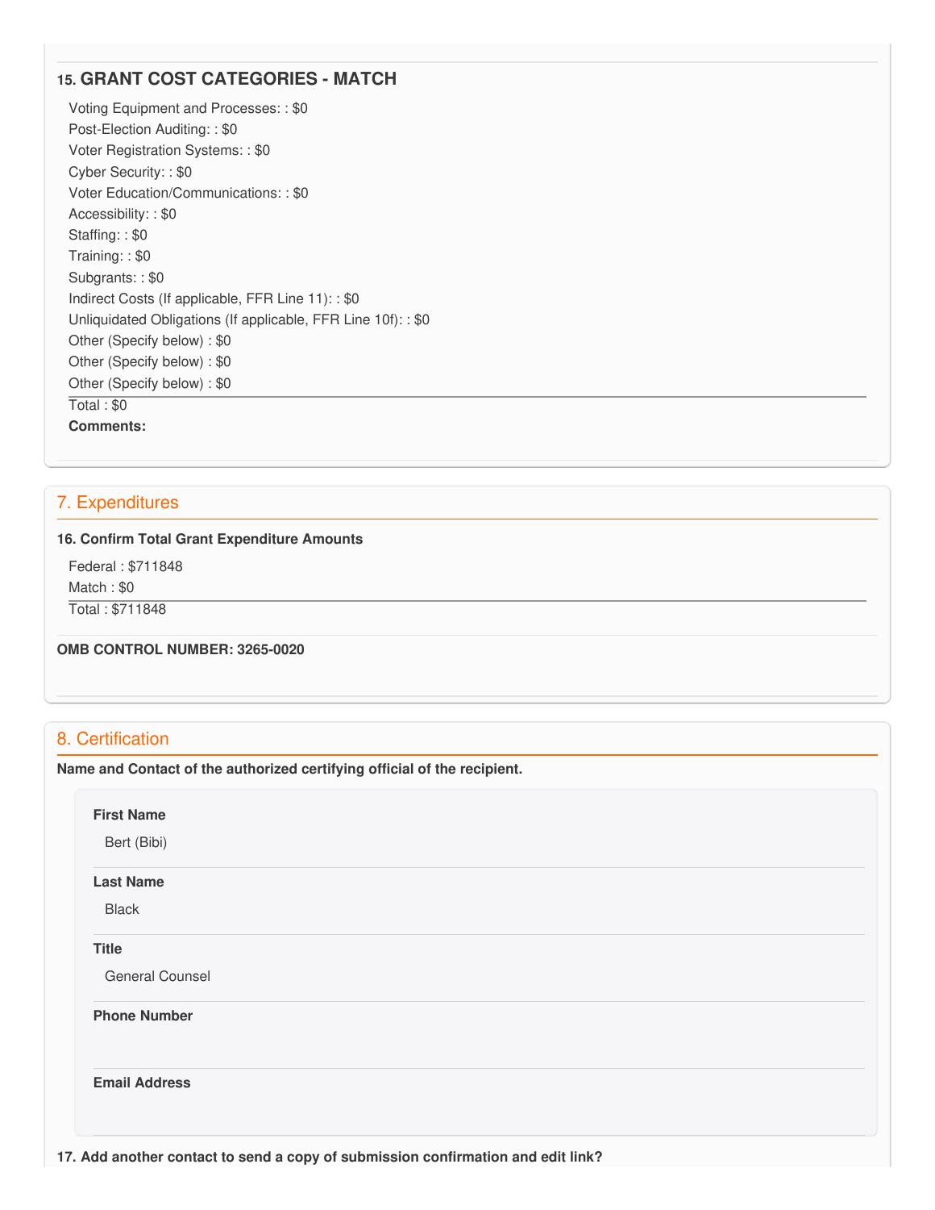### 15. GRANT COST CATEGORIES - MATCH

Voting Equipment and Processes: : $0
Post-Election Auditing: : $0
Voter Registration Systems: : $0
Cyber Security: : $0
Voter Education/Communications: : $0
Accessibility: : $0
Staffing: : $0
Training: : $0
Subgrants: : $0
Indirect Costs (If applicable, FFR Line 11): : $0
Unliquidated Obligations (If applicable, FFR Line 10f): : $0
Other (Specify below) : $0
Other (Specify below) : $0
Other (Specify below) : $0

---

Total : $0

**Comments:**

## 7. Expenditures

**16. Confirm Total Grant Expenditure Amounts**

Federal : $711848
Match : $0

---

Total : $711848

**OMB CONTROL NUMBER: 3265-0020**

## 8. Certification

**Name and Contact of the authorized certifying official of the recipient.**

**First Name**

Bert (Bibi)

**Last Name**

Black

**Title**

General Counsel

**Phone Number**

**Email Address**

**17. Add another contact to send a copy of submission confirmation and edit link?**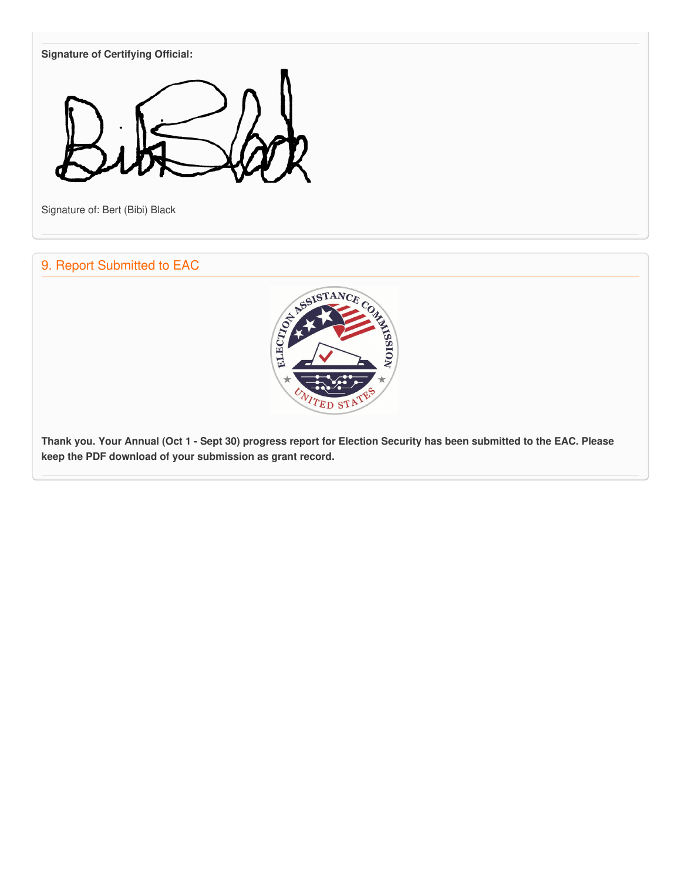**Signature of Certifying Official:**

Signature of: Bert (Bibi) Black

## 9. Report Submitted to EAC

**Thank you. Your Annual (Oct 1 - Sept 30) progress report for Election Security has been submitted to the EAC. Please keep the PDF download of your submission as grant record.**